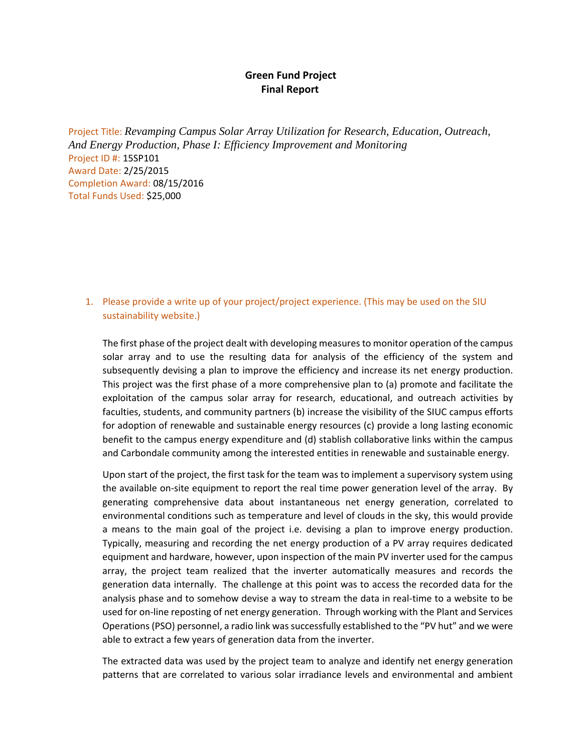**Green Fund Project**
**Final Report**

Project Title: *Revamping Campus Solar Array Utilization for Research, Education, Outreach, And Energy Production, Phase I: Efficiency Improvement and Monitoring*
Project ID #: 15SP101
Award Date: 2/25/2015
Completion Award: 08/15/2016
Total Funds Used: $25,000

1. Please provide a write up of your project/project experience. (This may be used on the SIU sustainability website.)

   The first phase of the project dealt with developing measures to monitor operation of the campus solar array and to use the resulting data for analysis of the efficiency of the system and subsequently devising a plan to improve the efficiency and increase its net energy production. This project was the first phase of a more comprehensive plan to (a) promote and facilitate the exploitation of the campus solar array for research, educational, and outreach activities by faculties, students, and community partners (b) increase the visibility of the SIUC campus efforts for adoption of renewable and sustainable energy resources (c) provide a long lasting economic benefit to the campus energy expenditure and (d) stablish collaborative links within the campus and Carbondale community among the interested entities in renewable and sustainable energy.

   Upon start of the project, the first task for the team was to implement a supervisory system using the available on-site equipment to report the real time power generation level of the array. By generating comprehensive data about instantaneous net energy generation, correlated to environmental conditions such as temperature and level of clouds in the sky, this would provide a means to the main goal of the project i.e. devising a plan to improve energy production. Typically, measuring and recording the net energy production of a PV array requires dedicated equipment and hardware, however, upon inspection of the main PV inverter used for the campus array, the project team realized that the inverter automatically measures and records the generation data internally. The challenge at this point was to access the recorded data for the analysis phase and to somehow devise a way to stream the data in real-time to a website to be used for on-line reposting of net energy generation. Through working with the Plant and Services Operations (PSO) personnel, a radio link was successfully established to the "PV hut" and we were able to extract a few years of generation data from the inverter.

   The extracted data was used by the project team to analyze and identify net energy generation patterns that are correlated to various solar irradiance levels and environmental and ambient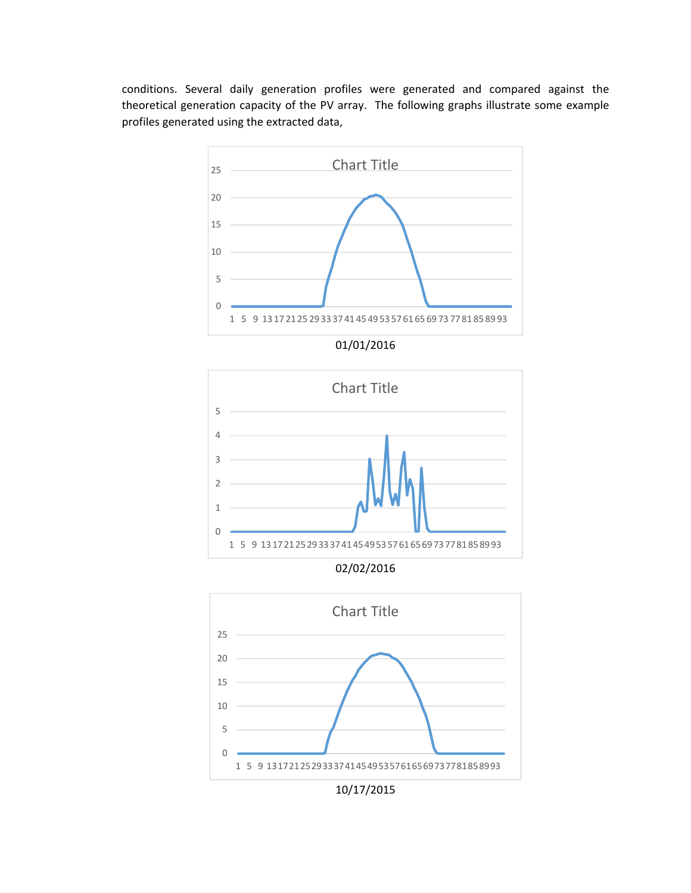conditions. Several daily generation profiles were generated and compared against the theoretical generation capacity of the PV array. The following graphs illustrate some example profiles generated using the extracted data,

01/01/2016

02/02/2016

10/17/2015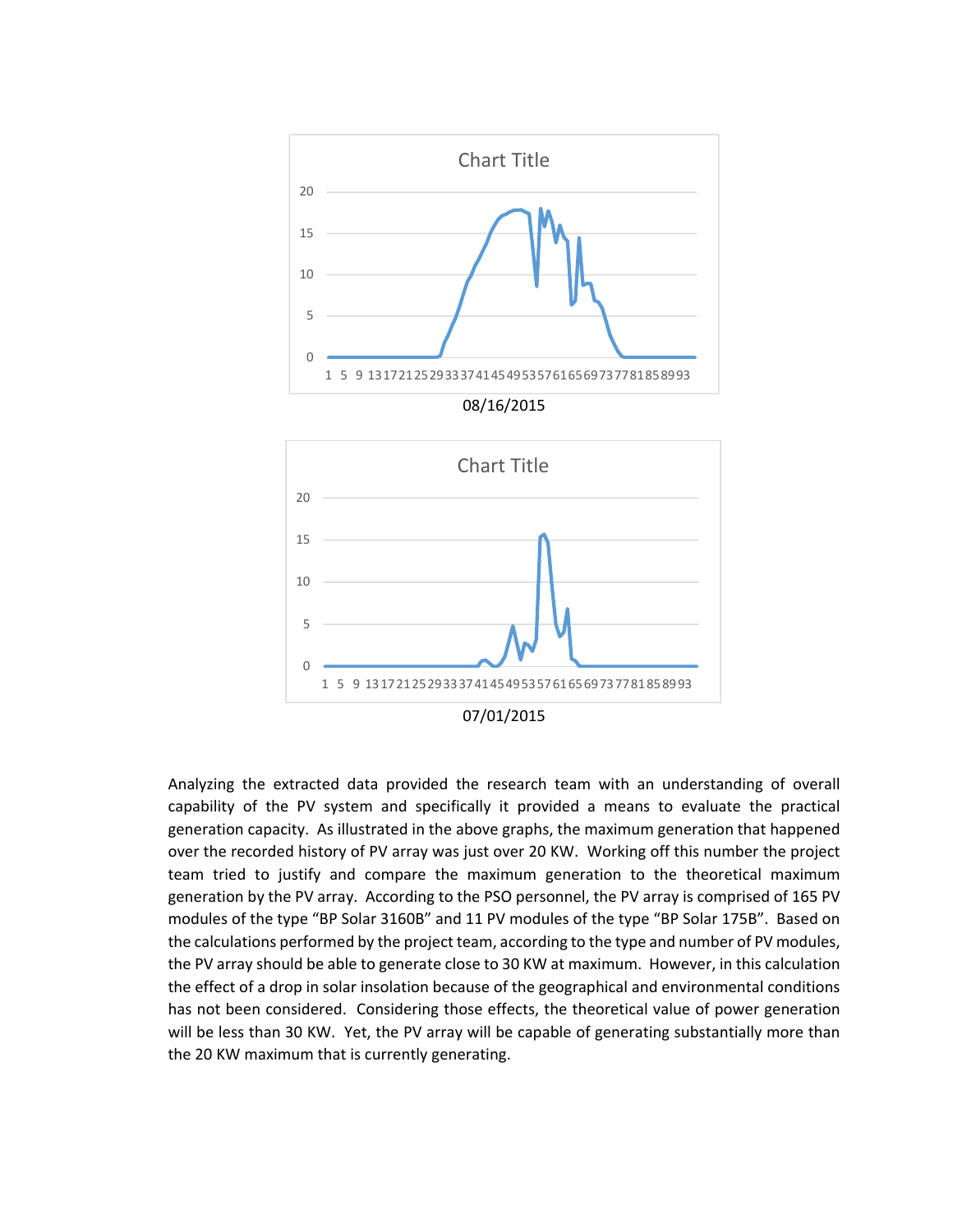Chart Title

08/16/2015

Chart Title

07/01/2015

Analyzing the extracted data provided the research team with an understanding of overall capability of the PV system and specifically it provided a means to evaluate the practical generation capacity. As illustrated in the above graphs, the maximum generation that happened over the recorded history of PV array was just over 20 KW. Working off this number the project team tried to justify and compare the maximum generation to the theoretical maximum generation by the PV array. According to the PSO personnel, the PV array is comprised of 165 PV modules of the type "BP Solar 3160B" and 11 PV modules of the type "BP Solar 175B". Based on the calculations performed by the project team, according to the type and number of PV modules, the PV array should be able to generate close to 30 KW at maximum. However, in this calculation the effect of a drop in solar insolation because of the geographical and environmental conditions has not been considered. Considering those effects, the theoretical value of power generation will be less than 30 KW. Yet, the PV array will be capable of generating substantially more than the 20 KW maximum that is currently generating.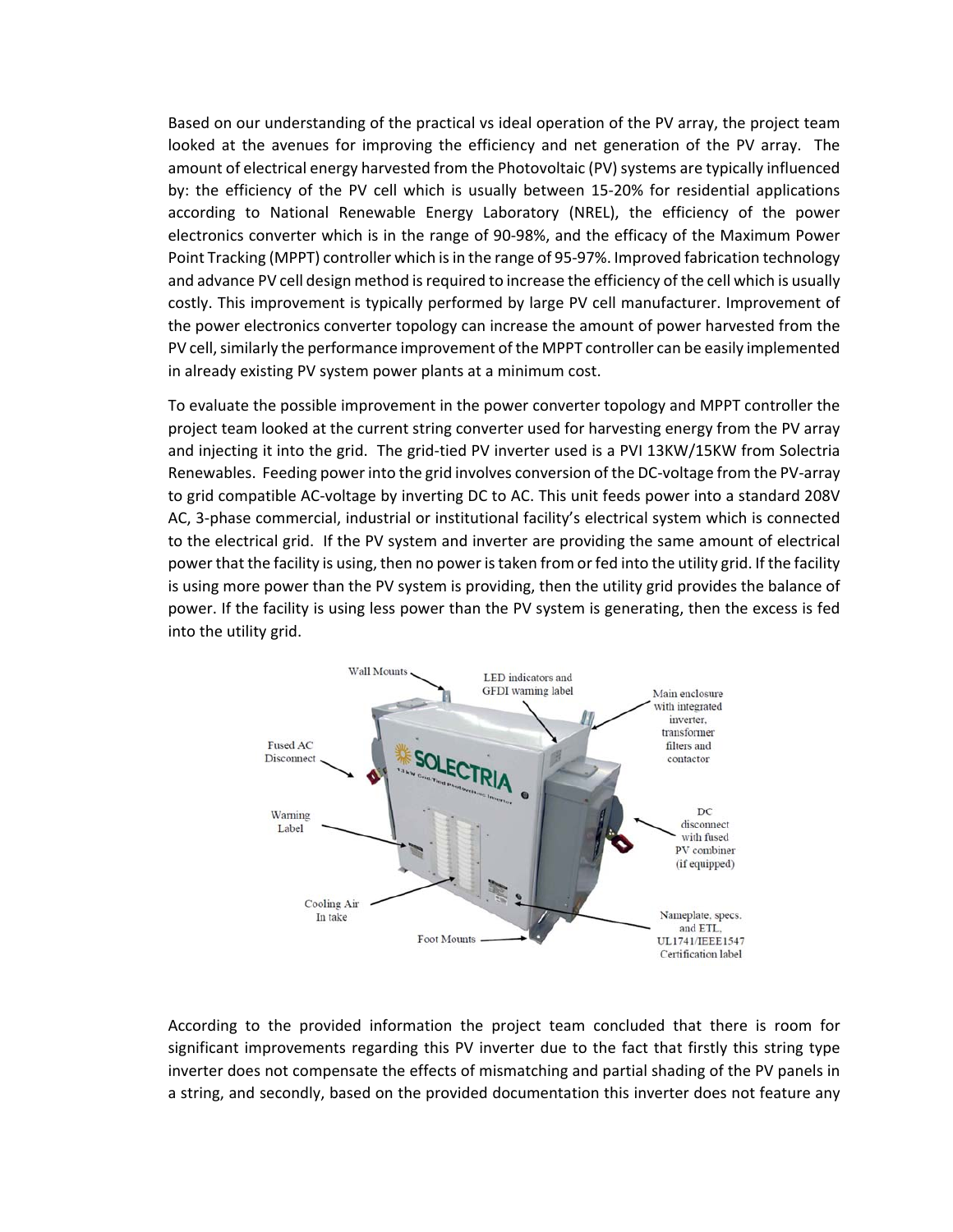Based on our understanding of the practical vs ideal operation of the PV array, the project team looked at the avenues for improving the efficiency and net generation of the PV array. The amount of electrical energy harvested from the Photovoltaic (PV) systems are typically influenced by: the efficiency of the PV cell which is usually between 15-20% for residential applications according to National Renewable Energy Laboratory (NREL), the efficiency of the power electronics converter which is in the range of 90-98%, and the efficacy of the Maximum Power Point Tracking (MPPT) controller which is in the range of 95-97%. Improved fabrication technology and advance PV cell design method is required to increase the efficiency of the cell which is usually costly. This improvement is typically performed by large PV cell manufacturer. Improvement of the power electronics converter topology can increase the amount of power harvested from the PV cell, similarly the performance improvement of the MPPT controller can be easily implemented in already existing PV system power plants at a minimum cost.

To evaluate the possible improvement in the power converter topology and MPPT controller the project team looked at the current string converter used for harvesting energy from the PV array and injecting it into the grid. The grid-tied PV inverter used is a PVI 13KW/15KW from Solectria Renewables. Feeding power into the grid involves conversion of the DC-voltage from the PV-array to grid compatible AC-voltage by inverting DC to AC. This unit feeds power into a standard 208V AC, 3-phase commercial, industrial or institutional facility's electrical system which is connected to the electrical grid. If the PV system and inverter are providing the same amount of electrical power that the facility is using, then no power is taken from or fed into the utility grid. If the facility is using more power than the PV system is providing, then the utility grid provides the balance of power. If the facility is using less power than the PV system is generating, then the excess is fed into the utility grid.

According to the provided information the project team concluded that there is room for significant improvements regarding this PV inverter due to the fact that firstly this string type inverter does not compensate the effects of mismatching and partial shading of the PV panels in a string, and secondly, based on the provided documentation this inverter does not feature any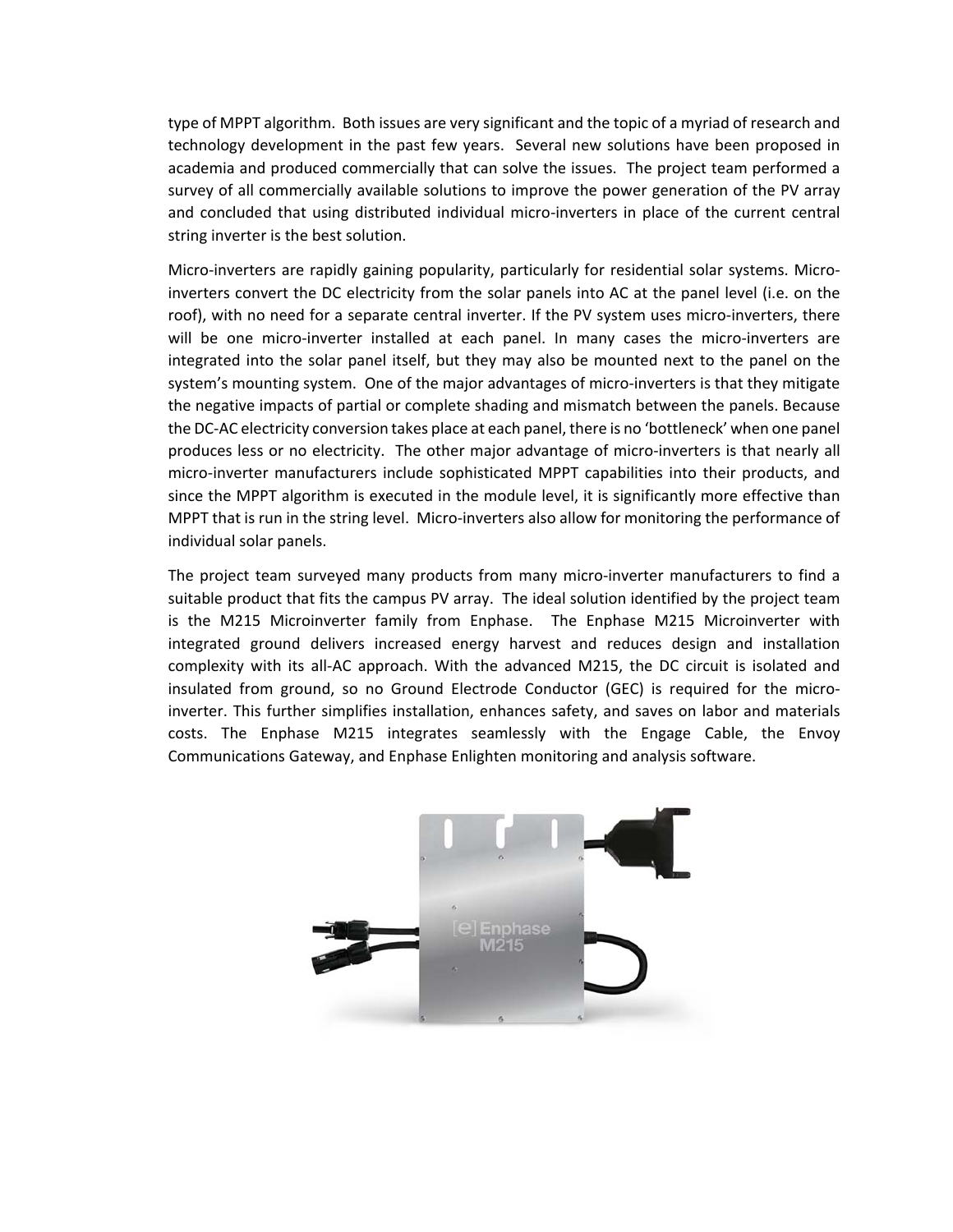type of MPPT algorithm. Both issues are very significant and the topic of a myriad of research and technology development in the past few years. Several new solutions have been proposed in academia and produced commercially that can solve the issues. The project team performed a survey of all commercially available solutions to improve the power generation of the PV array and concluded that using distributed individual micro-inverters in place of the current central string inverter is the best solution.

Micro-inverters are rapidly gaining popularity, particularly for residential solar systems. Micro-inverters convert the DC electricity from the solar panels into AC at the panel level (i.e. on the roof), with no need for a separate central inverter. If the PV system uses micro-inverters, there will be one micro-inverter installed at each panel. In many cases the micro-inverters are integrated into the solar panel itself, but they may also be mounted next to the panel on the system's mounting system. One of the major advantages of micro-inverters is that they mitigate the negative impacts of partial or complete shading and mismatch between the panels. Because the DC-AC electricity conversion takes place at each panel, there is no 'bottleneck' when one panel produces less or no electricity. The other major advantage of micro-inverters is that nearly all micro-inverter manufacturers include sophisticated MPPT capabilities into their products, and since the MPPT algorithm is executed in the module level, it is significantly more effective than MPPT that is run in the string level. Micro-inverters also allow for monitoring the performance of individual solar panels.

The project team surveyed many products from many micro-inverter manufacturers to find a suitable product that fits the campus PV array. The ideal solution identified by the project team is the M215 Microinverter family from Enphase. The Enphase M215 Microinverter with integrated ground delivers increased energy harvest and reduces design and installation complexity with its all-AC approach. With the advanced M215, the DC circuit is isolated and insulated from ground, so no Ground Electrode Conductor (GEC) is required for the micro-inverter. This further simplifies installation, enhances safety, and saves on labor and materials costs. The Enphase M215 integrates seamlessly with the Engage Cable, the Envoy Communications Gateway, and Enphase Enlighten monitoring and analysis software.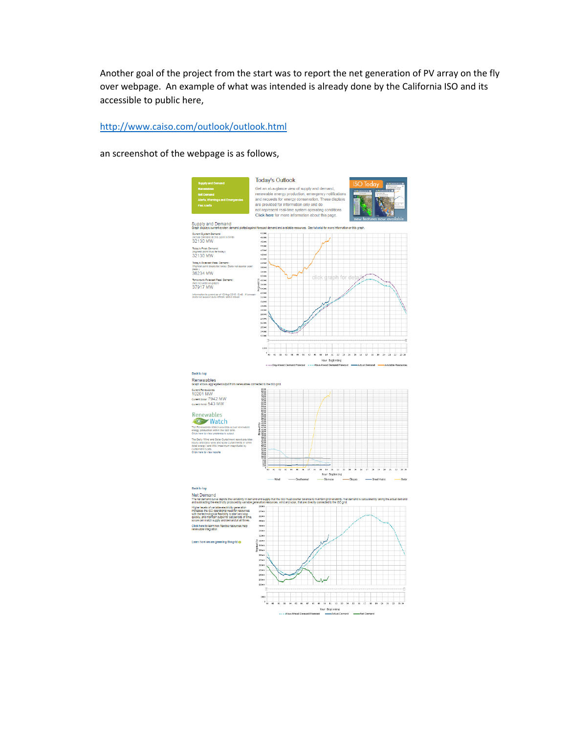Another goal of the project from the start was to report the net generation of PV array on the fly over webpage. An example of what was intended is already done by the California ISO and its accessible to public here,

http://www.caiso.com/outlook/outlook.html

an screenshot of the webpage is as follows,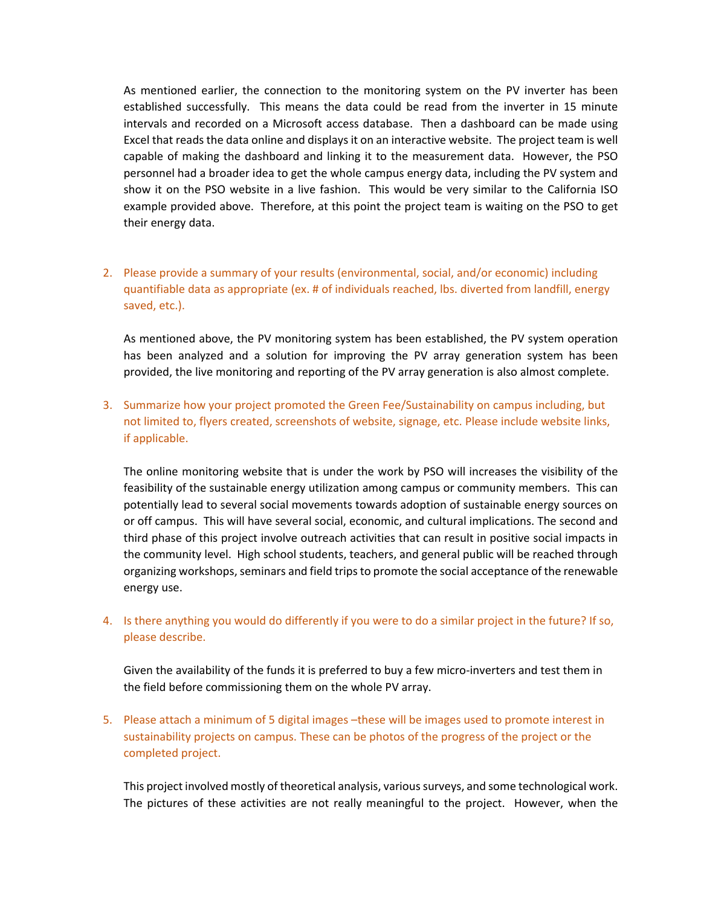As mentioned earlier, the connection to the monitoring system on the PV inverter has been established successfully. This means the data could be read from the inverter in 15 minute intervals and recorded on a Microsoft access database. Then a dashboard can be made using Excel that reads the data online and displays it on an interactive website. The project team is well capable of making the dashboard and linking it to the measurement data. However, the PSO personnel had a broader idea to get the whole campus energy data, including the PV system and show it on the PSO website in a live fashion. This would be very similar to the California ISO example provided above. Therefore, at this point the project team is waiting on the PSO to get their energy data.

2. Please provide a summary of your results (environmental, social, and/or economic) including quantifiable data as appropriate (ex. # of individuals reached, lbs. diverted from landfill, energy saved, etc.).

   As mentioned above, the PV monitoring system has been established, the PV system operation has been analyzed and a solution for improving the PV array generation system has been provided, the live monitoring and reporting of the PV array generation is also almost complete.

3. Summarize how your project promoted the Green Fee/Sustainability on campus including, but not limited to, flyers created, screenshots of website, signage, etc. Please include website links, if applicable.

   The online monitoring website that is under the work by PSO will increases the visibility of the feasibility of the sustainable energy utilization among campus or community members. This can potentially lead to several social movements towards adoption of sustainable energy sources on or off campus. This will have several social, economic, and cultural implications. The second and third phase of this project involve outreach activities that can result in positive social impacts in the community level. High school students, teachers, and general public will be reached through organizing workshops, seminars and field trips to promote the social acceptance of the renewable energy use.

4. Is there anything you would do differently if you were to do a similar project in the future? If so, please describe.

   Given the availability of the funds it is preferred to buy a few micro-inverters and test them in the field before commissioning them on the whole PV array.

5. Please attach a minimum of 5 digital images –these will be images used to promote interest in sustainability projects on campus. These can be photos of the progress of the project or the completed project.

   This project involved mostly of theoretical analysis, various surveys, and some technological work. The pictures of these activities are not really meaningful to the project. However, when the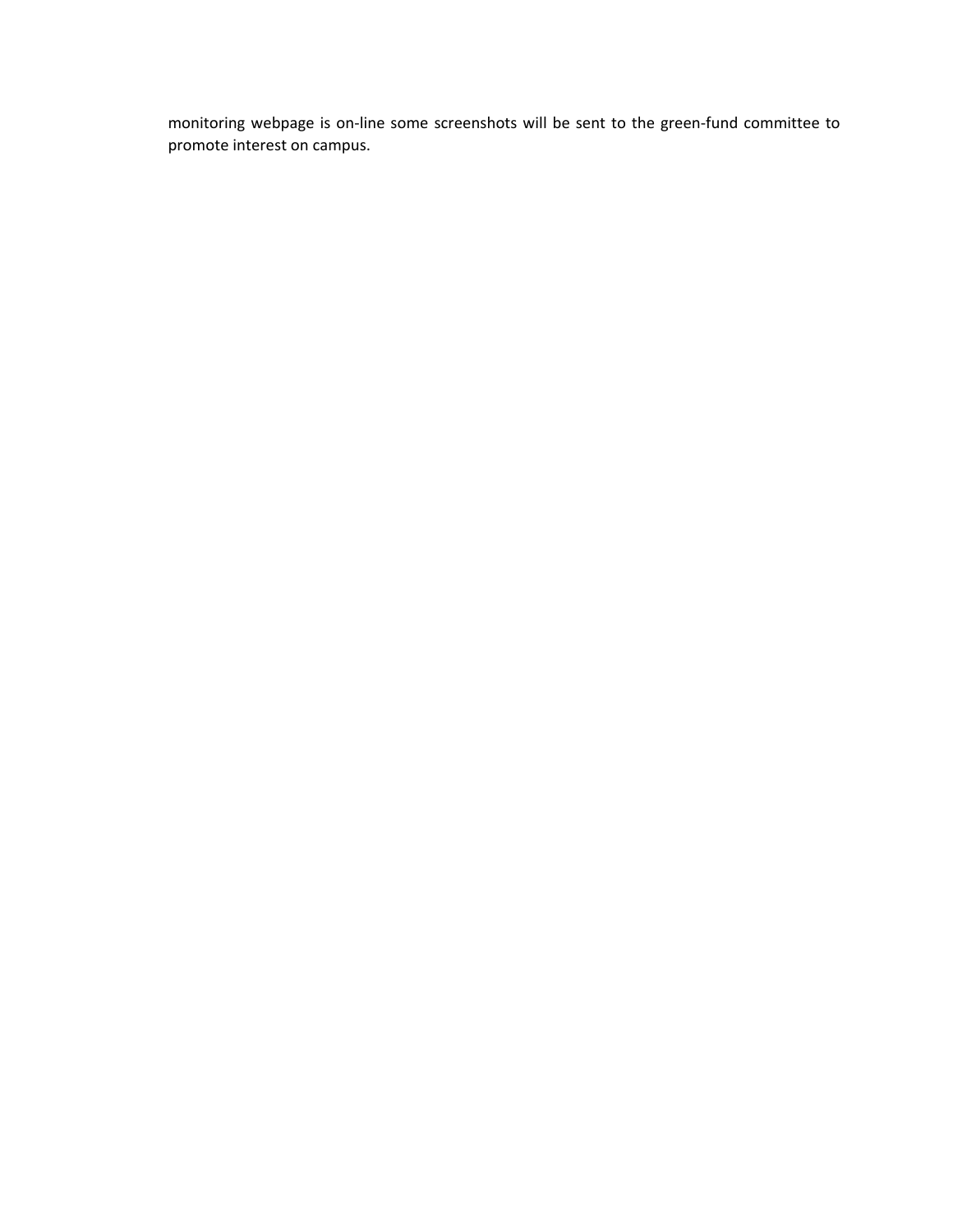monitoring webpage is on-line some screenshots will be sent to the green-fund committee to promote interest on campus.